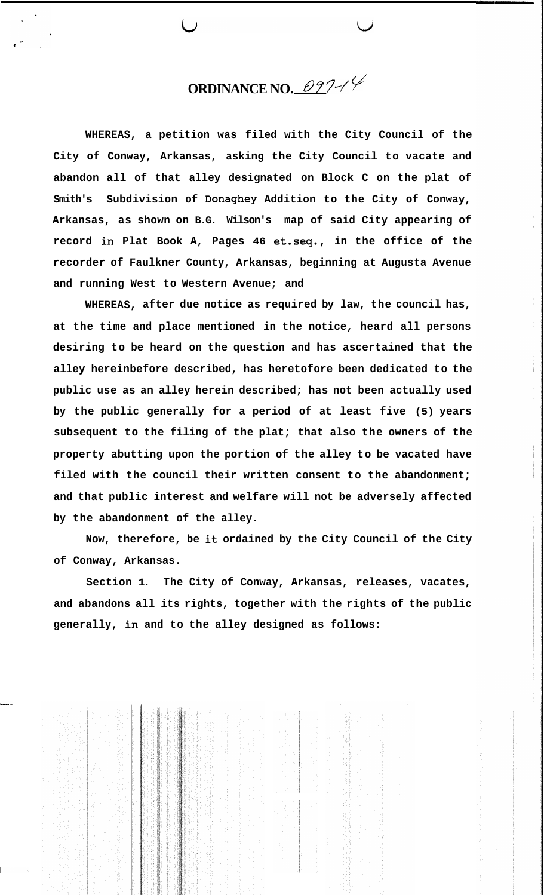# ORDINANCE NO. 097-14

**WHEREAS, a petition was filed with the City Council of the City of Conway, Arkansas, asking the City Council to vacate and abandon all of that alley designated on Block C on the plat of Smith's Subdivision of Donaghey Addition to the City of Conway, Arkansas, as shown on B.G. Wilson's map of said City appearing of record in Plat Book A, Pages 46 et.seq., in the office of the recorder of Faulkner County, Arkansas, beginning at Augusta Avenue and running West to Western Avenue; and**

**WHEREAS, after due notice as required by law, the council has, at the time and place mentioned in the notice, heard all persons desiring to be heard on the question and has ascertained that the alley hereinbefore described, has heretofore been dedicated to the public use as an alley herein described; has not been actually used by the public generally for a period of at least five (5) years subsequent to the filing of the plat; that also the owners of the property abutting upon the portion of the alley to be vacated have filed with the council their written consent to the abandonment; and that public interest and welfare will not be adversely affected by the abandonment of the alley.**

**Now, therefore, be it ordained by the City Council of the City of Conway, Arkansas.**

**Section 1. The City of Conway, Arkansas, releases, vacates, and abandons all its rights, together with the rights of the public generally, in and to the alley designed as follows:**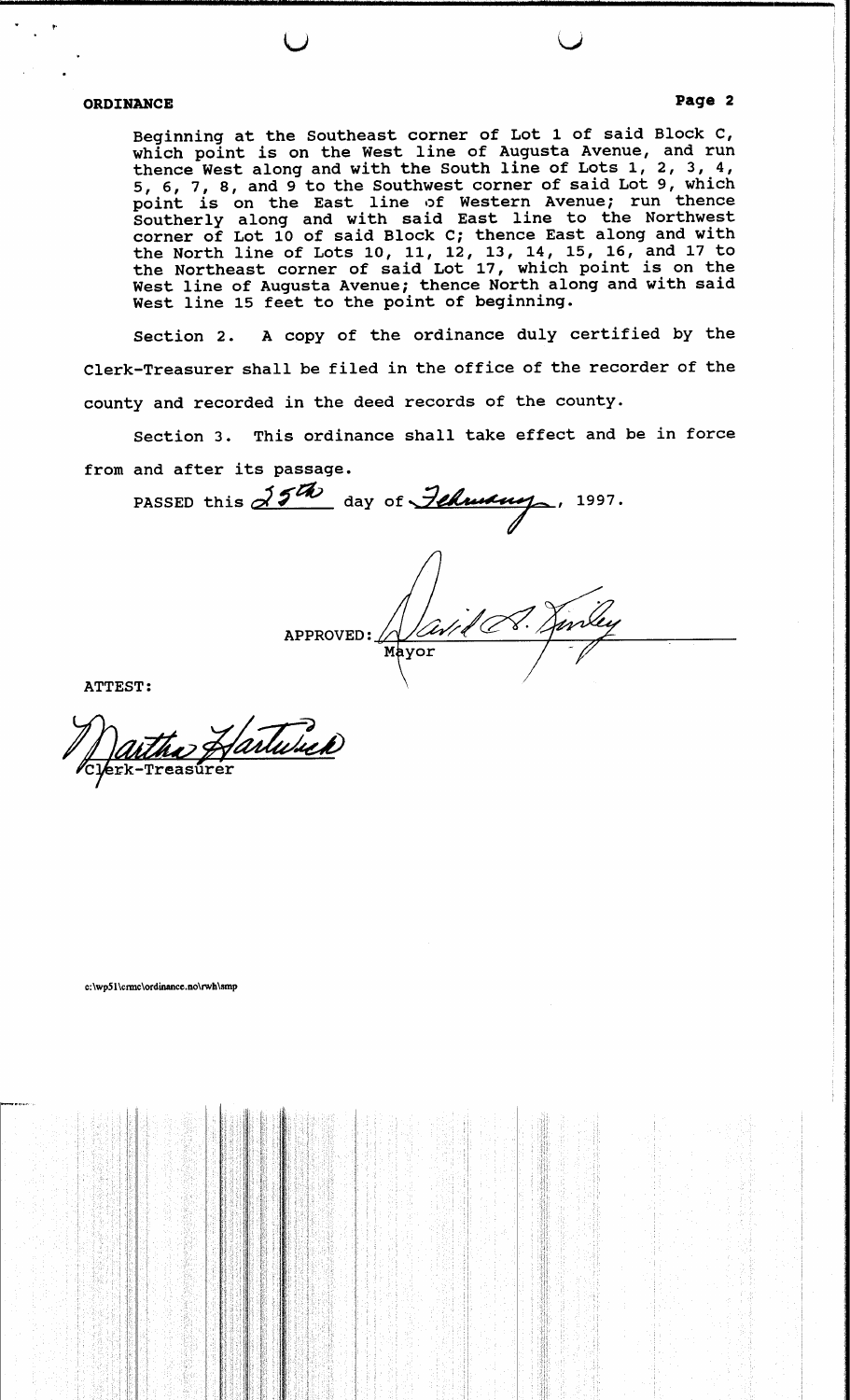Beginning at the Southeast corner of Lot 1 of said Block C, which point is on the West line of Augusta Avenue, and run thence West along and with the South line of Lots 1, 2, 3, 4, 5, 6, 7, 8, and 9 to the Southwest corner of said Lot 9, which point is on the East line of Western Avenue; run thence Southerly along and with said East line to the Northwest corner of Lot 10 of said Block C; thence East along and with the North line of Lots 10, 11, 12, 13, 14, 15, 16, and 17 to the Northeast corner of said Lot 17, which point is on the West line of Augusta Avenue; thence North along and with said West line 15 feet to the point of beginning.

Section 2. A copy of the ordinance duly certified by the Clerk-Treasurer shall be filed in the office of the recorder of the county and recorded in the deed records of the county.

Section 3. This ordinance shall take effect and be in force from and after its passage.

PASSED this 25th day of February, 1997.

APPROVED: David S. Finley
Mayor

ATTEST:

Martha Hartwick
Clerk-Treasurer

c:\wp51\crmc\ordinance.no\rwh\smp